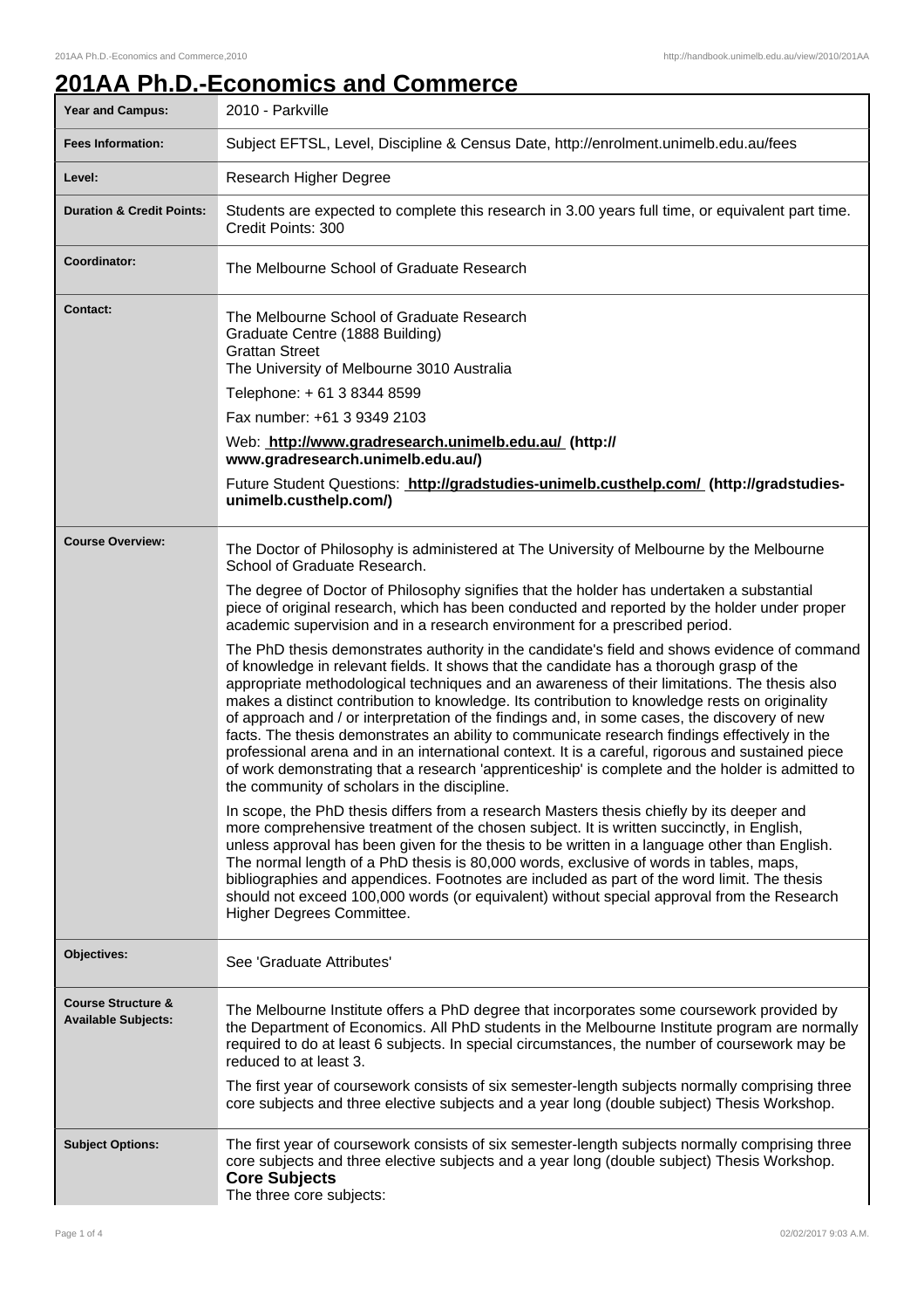# 201AA Ph.D.-Economics and Commerce

| | |
|---|---|
| **Year and Campus:** | 2010 - Parkville |
| **Fees Information:** | Subject EFTSL, Level, Discipline & Census Date, http://enrolment.unimelb.edu.au/fees |
| **Level:** | Research Higher Degree |
| **Duration & Credit Points:** | Students are expected to complete this research in 3.00 years full time, or equivalent part time. Credit Points: 300 |
| **Coordinator:** | The Melbourne School of Graduate Research |
| **Contact:** | The Melbourne School of Graduate Research<br>Graduate Centre (1888 Building)<br>Grattan Street<br>The University of Melbourne 3010 Australia<br><br>Telephone: + 61 3 8344 8599<br><br>Fax number: +61 3 9349 2103<br><br>Web: **http://www.gradresearch.unimelb.edu.au/ (http://www.gradresearch.unimelb.edu.au/)**<br><br>Future Student Questions: **http://gradstudies-unimelb.custhelp.com/ (http://gradstudies-unimelb.custhelp.com/)** |
| **Course Overview:** | The Doctor of Philosophy is administered at The University of Melbourne by the Melbourne School of Graduate Research.<br><br>The degree of Doctor of Philosophy signifies that the holder has undertaken a substantial piece of original research, which has been conducted and reported by the holder under proper academic supervision and in a research environment for a prescribed period.<br><br>The PhD thesis demonstrates authority in the candidate's field and shows evidence of command of knowledge in relevant fields. It shows that the candidate has a thorough grasp of the appropriate methodological techniques and an awareness of their limitations. The thesis also makes a distinct contribution to knowledge. Its contribution to knowledge rests on originality of approach and / or interpretation of the findings and, in some cases, the discovery of new facts. The thesis demonstrates an ability to communicate research findings effectively in the professional arena and in an international context. It is a careful, rigorous and sustained piece of work demonstrating that a research 'apprenticeship' is complete and the holder is admitted to the community of scholars in the discipline.<br><br>In scope, the PhD thesis differs from a research Masters thesis chiefly by its deeper and more comprehensive treatment of the chosen subject. It is written succinctly, in English, unless approval has been given for the thesis to be written in a language other than English. The normal length of a PhD thesis is 80,000 words, exclusive of words in tables, maps, bibliographies and appendices. Footnotes are included as part of the word limit. The thesis should not exceed 100,000 words (or equivalent) without special approval from the Research Higher Degrees Committee. |
| **Objectives:** | See 'Graduate Attributes' |
| **Course Structure & Available Subjects:** | The Melbourne Institute offers a PhD degree that incorporates some coursework provided by the Department of Economics. All PhD students in the Melbourne Institute program are normally required to do at least 6 subjects. In special circumstances, the number of coursework may be reduced to at least 3.<br><br>The first year of coursework consists of six semester-length subjects normally comprising three core subjects and three elective subjects and a year long (double subject) Thesis Workshop. |
| **Subject Options:** | The first year of coursework consists of six semester-length subjects normally comprising three core subjects and three elective subjects and a year long (double subject) Thesis Workshop.<br>**Core Subjects**<br>The three core subjects: |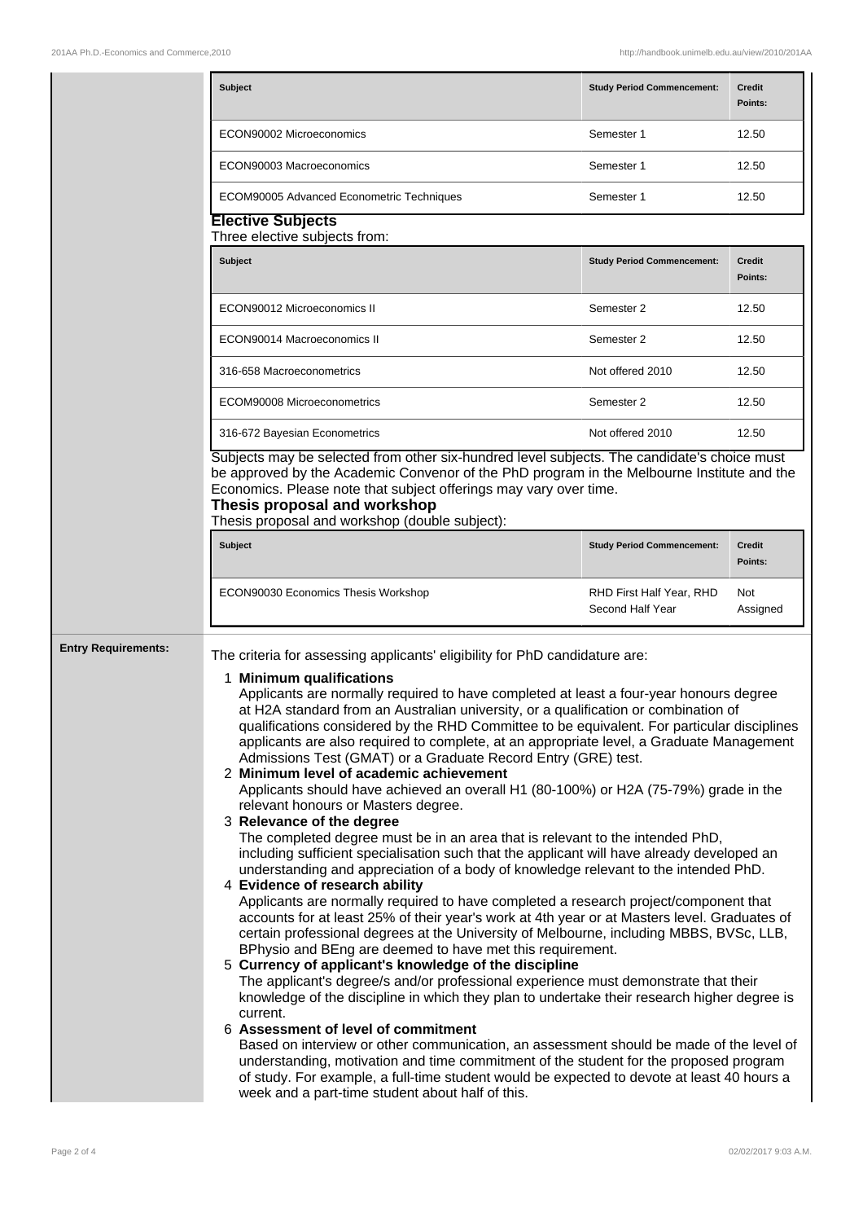| Subject | Study Period Commencement: | Credit Points: |
| --- | --- | --- |
| ECON90002 Microeconomics | Semester 1 | 12.50 |
| ECON90003 Macroeconomics | Semester 1 | 12.50 |
| ECOM90005 Advanced Econometric Techniques | Semester 1 | 12.50 |

**Elective Subjects**

Three elective subjects from:

| Subject | Study Period Commencement: | Credit Points: |
| --- | --- | --- |
| ECON90012 Microeconomics II | Semester 2 | 12.50 |
| ECON90014 Macroeconomics II | Semester 2 | 12.50 |
| 316-658 Macroeconometrics | Not offered 2010 | 12.50 |
| ECOM90008 Microeconometrics | Semester 2 | 12.50 |
| 316-672 Bayesian Econometrics | Not offered 2010 | 12.50 |

Subjects may be selected from other six-hundred level subjects. The candidate's choice must be approved by the Academic Convenor of the PhD program in the Melbourne Institute and the Economics. Please note that subject offerings may vary over time.

**Thesis proposal and workshop**

Thesis proposal and workshop (double subject):

| Subject | Study Period Commencement: | Credit Points: |
| --- | --- | --- |
| ECON90030 Economics Thesis Workshop | RHD First Half Year, RHD Second Half Year | Not Assigned |

**Entry Requirements:**

The criteria for assessing applicants' eligibility for PhD candidature are:

1. **Minimum qualifications**
   Applicants are normally required to have completed at least a four-year honours degree at H2A standard from an Australian university, or a qualification or combination of qualifications considered by the RHD Committee to be equivalent. For particular disciplines applicants are also required to complete, at an appropriate level, a Graduate Management Admissions Test (GMAT) or a Graduate Record Entry (GRE) test.
2. **Minimum level of academic achievement**
   Applicants should have achieved an overall H1 (80-100%) or H2A (75-79%) grade in the relevant honours or Masters degree.
3. **Relevance of the degree**
   The completed degree must be in an area that is relevant to the intended PhD, including sufficient specialisation such that the applicant will have already developed an understanding and appreciation of a body of knowledge relevant to the intended PhD.
4. **Evidence of research ability**
   Applicants are normally required to have completed a research project/component that accounts for at least 25% of their year's work at 4th year or at Masters level. Graduates of certain professional degrees at the University of Melbourne, including MBBS, BVSc, LLB, BPhysio and BEng are deemed to have met this requirement.
5. **Currency of applicant's knowledge of the discipline**
   The applicant's degree/s and/or professional experience must demonstrate that their knowledge of the discipline in which they plan to undertake their research higher degree is current.
6. **Assessment of level of commitment**
   Based on interview or other communication, an assessment should be made of the level of understanding, motivation and time commitment of the student for the proposed program of study. For example, a full-time student would be expected to devote at least 40 hours a week and a part-time student about half of this.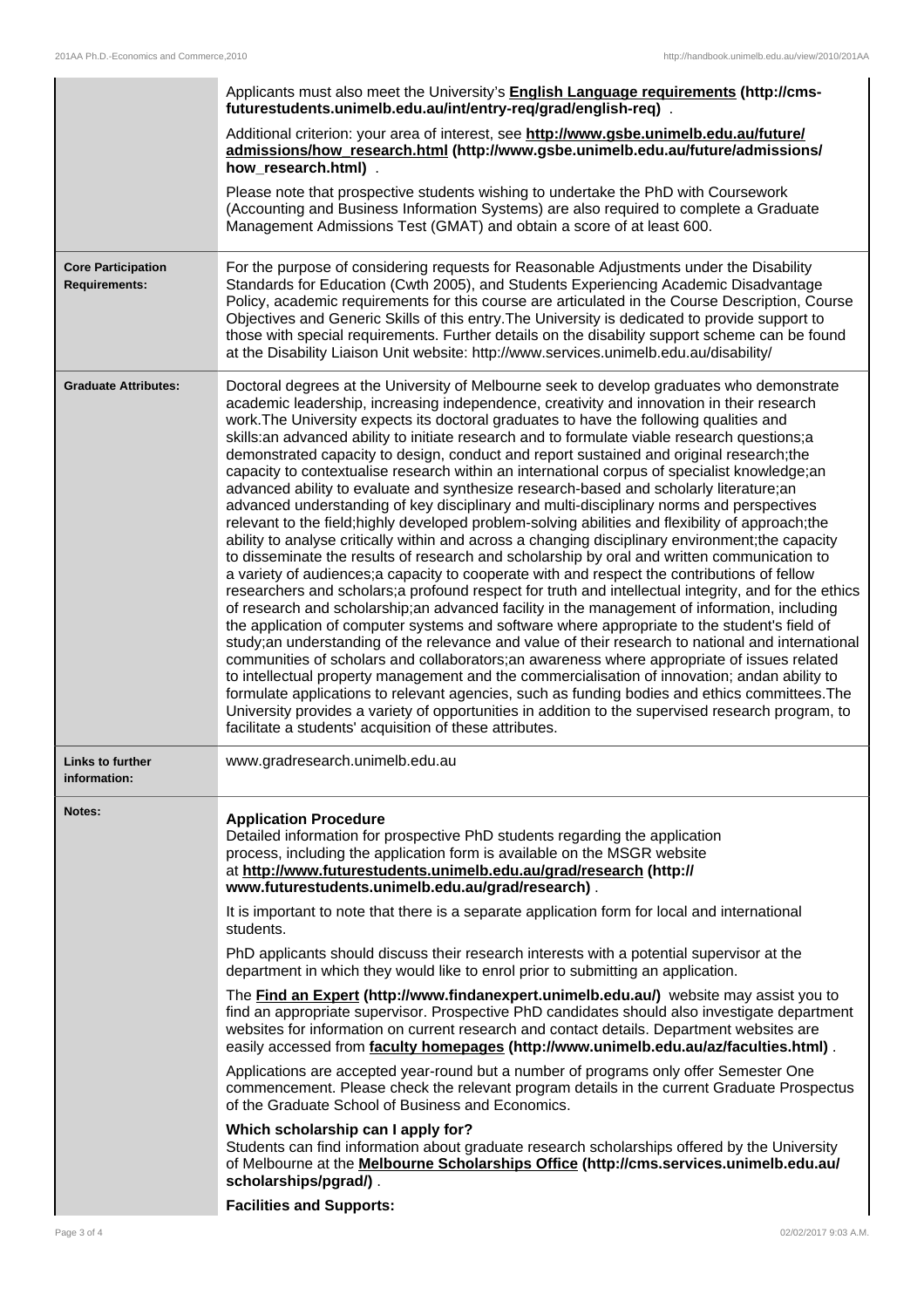| | |
|---|---|
| | Applicants must also meet the University's **English Language requirements (http://cms-futurestudents.unimelb.edu.au/int/entry-req/grad/english-req)** . <br><br> Additional criterion: your area of interest, see **http://www.gsbe.unimelb.edu.au/future/admissions/how_research.html (http://www.gsbe.unimelb.edu.au/future/admissions/how_research.html)** . <br><br> Please note that prospective students wishing to undertake the PhD with Coursework (Accounting and Business Information Systems) are also required to complete a Graduate Management Admissions Test (GMAT) and obtain a score of at least 600. |
| **Core Participation Requirements:** | For the purpose of considering requests for Reasonable Adjustments under the Disability Standards for Education (Cwth 2005), and Students Experiencing Academic Disadvantage Policy, academic requirements for this course are articulated in the Course Description, Course Objectives and Generic Skills of this entry.The University is dedicated to provide support to those with special requirements. Further details on the disability support scheme can be found at the Disability Liaison Unit website: http://www.services.unimelb.edu.au/disability/ |
| **Graduate Attributes:** | Doctoral degrees at the University of Melbourne seek to develop graduates who demonstrate academic leadership, increasing independence, creativity and innovation in their research work.The University expects its doctoral graduates to have the following qualities and skills:an advanced ability to initiate research and to formulate viable research questions;a demonstrated capacity to design, conduct and report sustained and original research;the capacity to contextualise research within an international corpus of specialist knowledge;an advanced ability to evaluate and synthesize research-based and scholarly literature;an advanced understanding of key disciplinary and multi-disciplinary norms and perspectives relevant to the field;highly developed problem-solving abilities and flexibility of approach;the ability to analyse critically within and across a changing disciplinary environment;the capacity to disseminate the results of research and scholarship by oral and written communication to a variety of audiences;a capacity to cooperate with and respect the contributions of fellow researchers and scholars;a profound respect for truth and intellectual integrity, and for the ethics of research and scholarship;an advanced facility in the management of information, including the application of computer systems and software where appropriate to the student's field of study;an understanding of the relevance and value of their research to national and international communities of scholars and collaborators;an awareness where appropriate of issues related to intellectual property management and the commercialisation of innovation; andan ability to formulate applications to relevant agencies, such as funding bodies and ethics committees.The University provides a variety of opportunities in addition to the supervised research program, to facilitate a students' acquisition of these attributes. |
| **Links to further information:** | www.gradresearch.unimelb.edu.au |
| **Notes:** | **Application Procedure** <br> Detailed information for prospective PhD students regarding the application process, including the application form is available on the MSGR website at **http://www.futurestudents.unimelb.edu.au/grad/research (http://www.futurestudents.unimelb.edu.au/grad/research)** . <br><br> It is important to note that there is a separate application form for local and international students. <br><br> PhD applicants should discuss their research interests with a potential supervisor at the department in which they would like to enrol prior to submitting an application. <br><br> The **Find an Expert (http://www.findanexpert.unimelb.edu.au/)** website may assist you to find an appropriate supervisor. Prospective PhD candidates should also investigate department websites for information on current research and contact details. Department websites are easily accessed from **faculty homepages (http://www.unimelb.edu.au/az/faculties.html)** . <br><br> Applications are accepted year-round but a number of programs only offer Semester One commencement. Please check the relevant program details in the current Graduate Prospectus of the Graduate School of Business and Economics. <br><br> **Which scholarship can I apply for?** <br> Students can find information about graduate research scholarships offered by the University of Melbourne at the **Melbourne Scholarships Office (http://cms.services.unimelb.edu.au/scholarships/pgrad/)** . <br><br> **Facilities and Supports:** |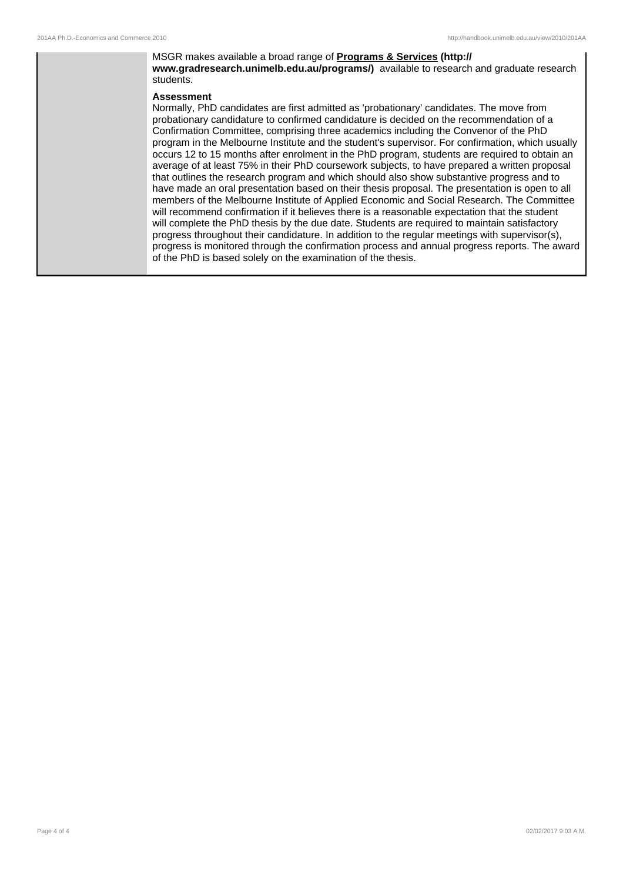MSGR makes available a broad range of **Programs & Services (http://www.gradresearch.unimelb.edu.au/programs/)** available to research and graduate research students.

**Assessment**

Normally, PhD candidates are first admitted as 'probationary' candidates. The move from probationary candidature to confirmed candidature is decided on the recommendation of a Confirmation Committee, comprising three academics including the Convenor of the PhD program in the Melbourne Institute and the student's supervisor. For confirmation, which usually occurs 12 to 15 months after enrolment in the PhD program, students are required to obtain an average of at least 75% in their PhD coursework subjects, to have prepared a written proposal that outlines the research program and which should also show substantive progress and to have made an oral presentation based on their thesis proposal. The presentation is open to all members of the Melbourne Institute of Applied Economic and Social Research. The Committee will recommend confirmation if it believes there is a reasonable expectation that the student will complete the PhD thesis by the due date. Students are required to maintain satisfactory progress throughout their candidature. In addition to the regular meetings with supervisor(s), progress is monitored through the confirmation process and annual progress reports. The award of the PhD is based solely on the examination of the thesis.